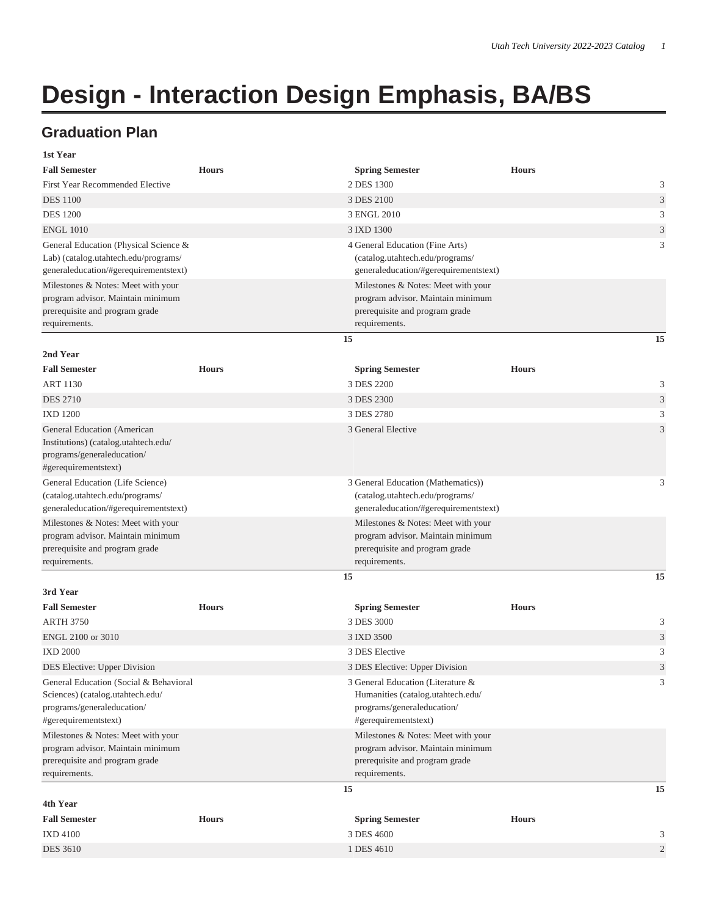# Design - Interaction Design Emphasis, BA/BS

## Graduation Plan

**1st Year**

| Fall Semester | Hours | Spring Semester | Hours |
|---|---|---|---|
| First Year Recommended Elective | 2 | DES 1300 | 3 |
| DES 1100 | 3 | DES 2100 | 3 |
| DES 1200 | 3 | ENGL 2010 | 3 |
| ENGL 1010 | 3 | IXD 1300 | 3 |
| General Education (Physical Science & Lab) (catalog.utahtech.edu/programs/generaleducation/#gerequirementstext) | 4 | General Education (Fine Arts) (catalog.utahtech.edu/programs/generaleducation/#gerequirementstext) | 3 |
| Milestones & Notes: Meet with your program advisor. Maintain minimum prerequisite and program grade requirements. | | Milestones & Notes: Meet with your program advisor. Maintain minimum prerequisite and program grade requirements. | |
| | **15** | | **15** |

**2nd Year**

| Fall Semester | Hours | Spring Semester | Hours |
|---|---|---|---|
| ART 1130 | 3 | DES 2200 | 3 |
| DES 2710 | 3 | DES 2300 | 3 |
| IXD 1200 | 3 | DES 2780 | 3 |
| General Education (American Institutions) (catalog.utahtech.edu/programs/generaleducation/#gerequirementstext) | 3 | General Elective | 3 |
| General Education (Life Science) (catalog.utahtech.edu/programs/generaleducation/#gerequirementstext) | 3 | General Education (Mathematics)) (catalog.utahtech.edu/programs/generaleducation/#gerequirementstext) | 3 |
| Milestones & Notes: Meet with your program advisor. Maintain minimum prerequisite and program grade requirements. | | Milestones & Notes: Meet with your program advisor. Maintain minimum prerequisite and program grade requirements. | |
| | **15** | | **15** |

**3rd Year**

| Fall Semester | Hours | Spring Semester | Hours |
|---|---|---|---|
| ARTH 3750 | 3 | DES 3000 | 3 |
| ENGL 2100 or 3010 | 3 | IXD 3500 | 3 |
| IXD 2000 | 3 | DES Elective | 3 |
| DES Elective: Upper Division | 3 | DES Elective: Upper Division | 3 |
| General Education (Social & Behavioral Sciences) (catalog.utahtech.edu/programs/generaleducation/#gerequirementstext) | 3 | General Education (Literature & Humanities (catalog.utahtech.edu/programs/generaleducation/#gerequirementstext) | 3 |
| Milestones & Notes: Meet with your program advisor. Maintain minimum prerequisite and program grade requirements. | | Milestones & Notes: Meet with your program advisor. Maintain minimum prerequisite and program grade requirements. | |
| | **15** | | **15** |

**4th Year**

| Fall Semester | Hours | Spring Semester | Hours |
|---|---|---|---|
| IXD 4100 | 3 | DES 4600 | 3 |
| DES 3610 | 1 | DES 4610 | 2 |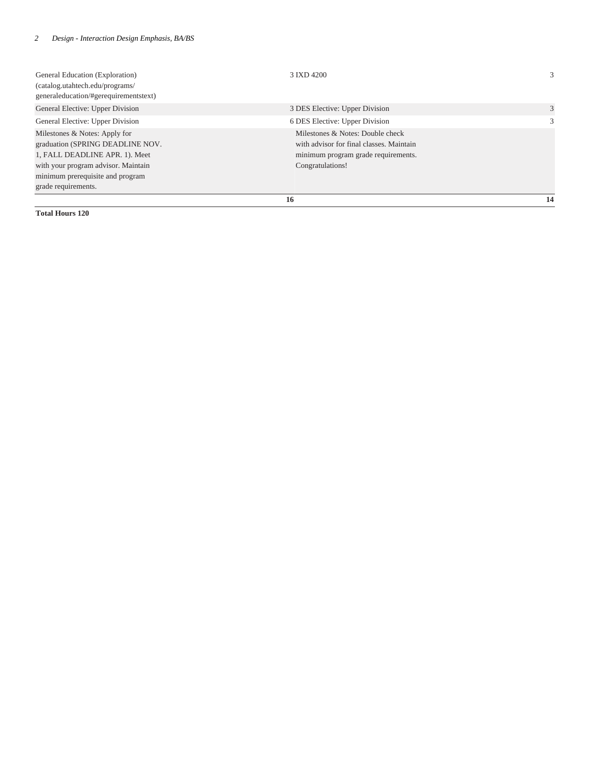| | | | |
|---|---|---|---|
| General Education (Exploration) (catalog.utahtech.edu/programs/generaleducation/#gerequirementstext) | 3 | IXD 4200 | 3 |
| General Elective: Upper Division | 3 | DES Elective: Upper Division | 3 |
| General Elective: Upper Division | 6 | DES Elective: Upper Division | 3 |
| Milestones & Notes: Apply for graduation (SPRING DEADLINE NOV. 1, FALL DEADLINE APR. 1). Meet with your program advisor. Maintain minimum prerequisite and program grade requirements. | | Milestones & Notes: Double check with advisor for final classes. Maintain minimum program grade requirements. Congratulations! | |
| | **16** | | **14** |

**Total Hours 120**